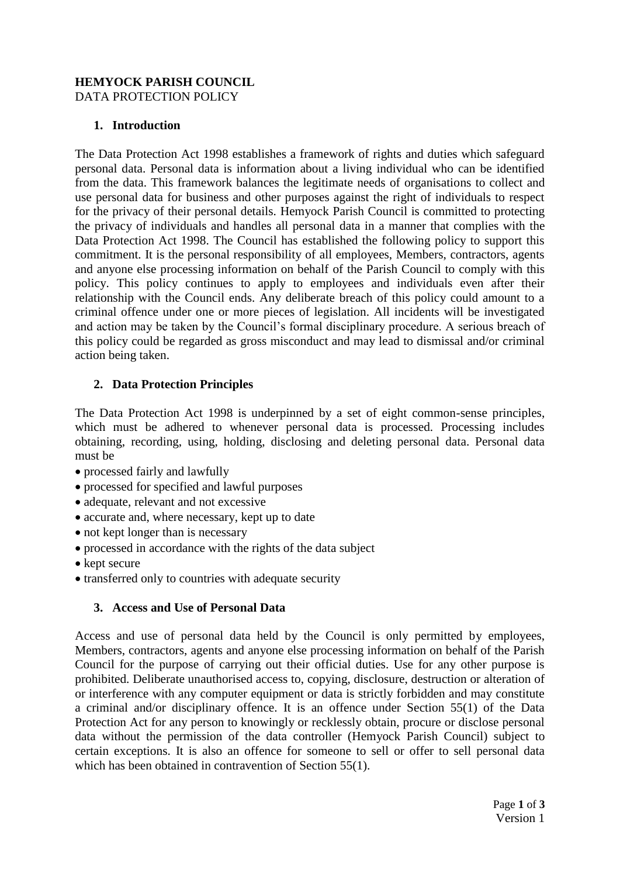**HEMYOCK PARISH COUNCIL**
DATA PROTECTION POLICY

## 1. Introduction

The Data Protection Act 1998 establishes a framework of rights and duties which safeguard personal data. Personal data is information about a living individual who can be identified from the data. This framework balances the legitimate needs of organisations to collect and use personal data for business and other purposes against the right of individuals to respect for the privacy of their personal details. Hemyock Parish Council is committed to protecting the privacy of individuals and handles all personal data in a manner that complies with the Data Protection Act 1998. The Council has established the following policy to support this commitment. It is the personal responsibility of all employees, Members, contractors, agents and anyone else processing information on behalf of the Parish Council to comply with this policy. This policy continues to apply to employees and individuals even after their relationship with the Council ends. Any deliberate breach of this policy could amount to a criminal offence under one or more pieces of legislation. All incidents will be investigated and action may be taken by the Council's formal disciplinary procedure. A serious breach of this policy could be regarded as gross misconduct and may lead to dismissal and/or criminal action being taken.

## 2. Data Protection Principles

The Data Protection Act 1998 is underpinned by a set of eight common-sense principles, which must be adhered to whenever personal data is processed. Processing includes obtaining, recording, using, holding, disclosing and deleting personal data. Personal data must be

- processed fairly and lawfully
- processed for specified and lawful purposes
- adequate, relevant and not excessive
- accurate and, where necessary, kept up to date
- not kept longer than is necessary
- processed in accordance with the rights of the data subject
- kept secure
- transferred only to countries with adequate security

## 3. Access and Use of Personal Data

Access and use of personal data held by the Council is only permitted by employees, Members, contractors, agents and anyone else processing information on behalf of the Parish Council for the purpose of carrying out their official duties. Use for any other purpose is prohibited. Deliberate unauthorised access to, copying, disclosure, destruction or alteration of or interference with any computer equipment or data is strictly forbidden and may constitute a criminal and/or disciplinary offence. It is an offence under Section 55(1) of the Data Protection Act for any person to knowingly or recklessly obtain, procure or disclose personal data without the permission of the data controller (Hemyock Parish Council) subject to certain exceptions. It is also an offence for someone to sell or offer to sell personal data which has been obtained in contravention of Section 55(1).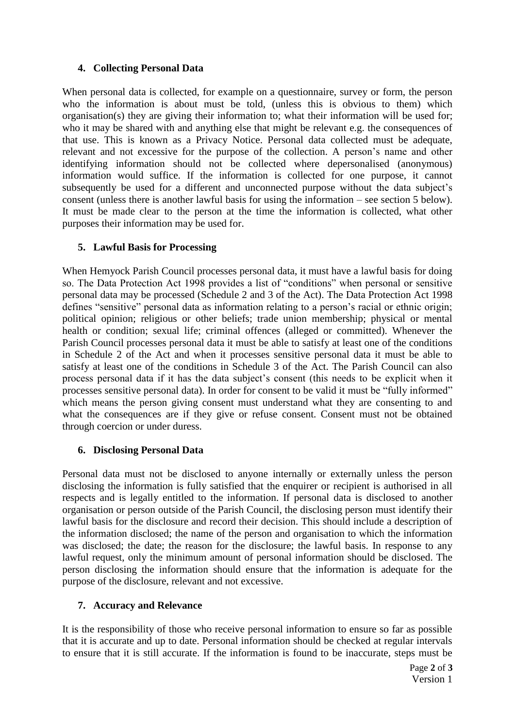## 4. Collecting Personal Data

When personal data is collected, for example on a questionnaire, survey or form, the person who the information is about must be told, (unless this is obvious to them) which organisation(s) they are giving their information to; what their information will be used for; who it may be shared with and anything else that might be relevant e.g. the consequences of that use. This is known as a Privacy Notice. Personal data collected must be adequate, relevant and not excessive for the purpose of the collection. A person's name and other identifying information should not be collected where depersonalised (anonymous) information would suffice. If the information is collected for one purpose, it cannot subsequently be used for a different and unconnected purpose without the data subject's consent (unless there is another lawful basis for using the information – see section 5 below). It must be made clear to the person at the time the information is collected, what other purposes their information may be used for.

## 5. Lawful Basis for Processing

When Hemyock Parish Council processes personal data, it must have a lawful basis for doing so. The Data Protection Act 1998 provides a list of "conditions" when personal or sensitive personal data may be processed (Schedule 2 and 3 of the Act). The Data Protection Act 1998 defines "sensitive" personal data as information relating to a person's racial or ethnic origin; political opinion; religious or other beliefs; trade union membership; physical or mental health or condition; sexual life; criminal offences (alleged or committed). Whenever the Parish Council processes personal data it must be able to satisfy at least one of the conditions in Schedule 2 of the Act and when it processes sensitive personal data it must be able to satisfy at least one of the conditions in Schedule 3 of the Act. The Parish Council can also process personal data if it has the data subject's consent (this needs to be explicit when it processes sensitive personal data). In order for consent to be valid it must be "fully informed" which means the person giving consent must understand what they are consenting to and what the consequences are if they give or refuse consent. Consent must not be obtained through coercion or under duress.

## 6. Disclosing Personal Data

Personal data must not be disclosed to anyone internally or externally unless the person disclosing the information is fully satisfied that the enquirer or recipient is authorised in all respects and is legally entitled to the information. If personal data is disclosed to another organisation or person outside of the Parish Council, the disclosing person must identify their lawful basis for the disclosure and record their decision. This should include a description of the information disclosed; the name of the person and organisation to which the information was disclosed; the date; the reason for the disclosure; the lawful basis. In response to any lawful request, only the minimum amount of personal information should be disclosed. The person disclosing the information should ensure that the information is adequate for the purpose of the disclosure, relevant and not excessive.

## 7. Accuracy and Relevance

It is the responsibility of those who receive personal information to ensure so far as possible that it is accurate and up to date. Personal information should be checked at regular intervals to ensure that it is still accurate. If the information is found to be inaccurate, steps must be

Version 1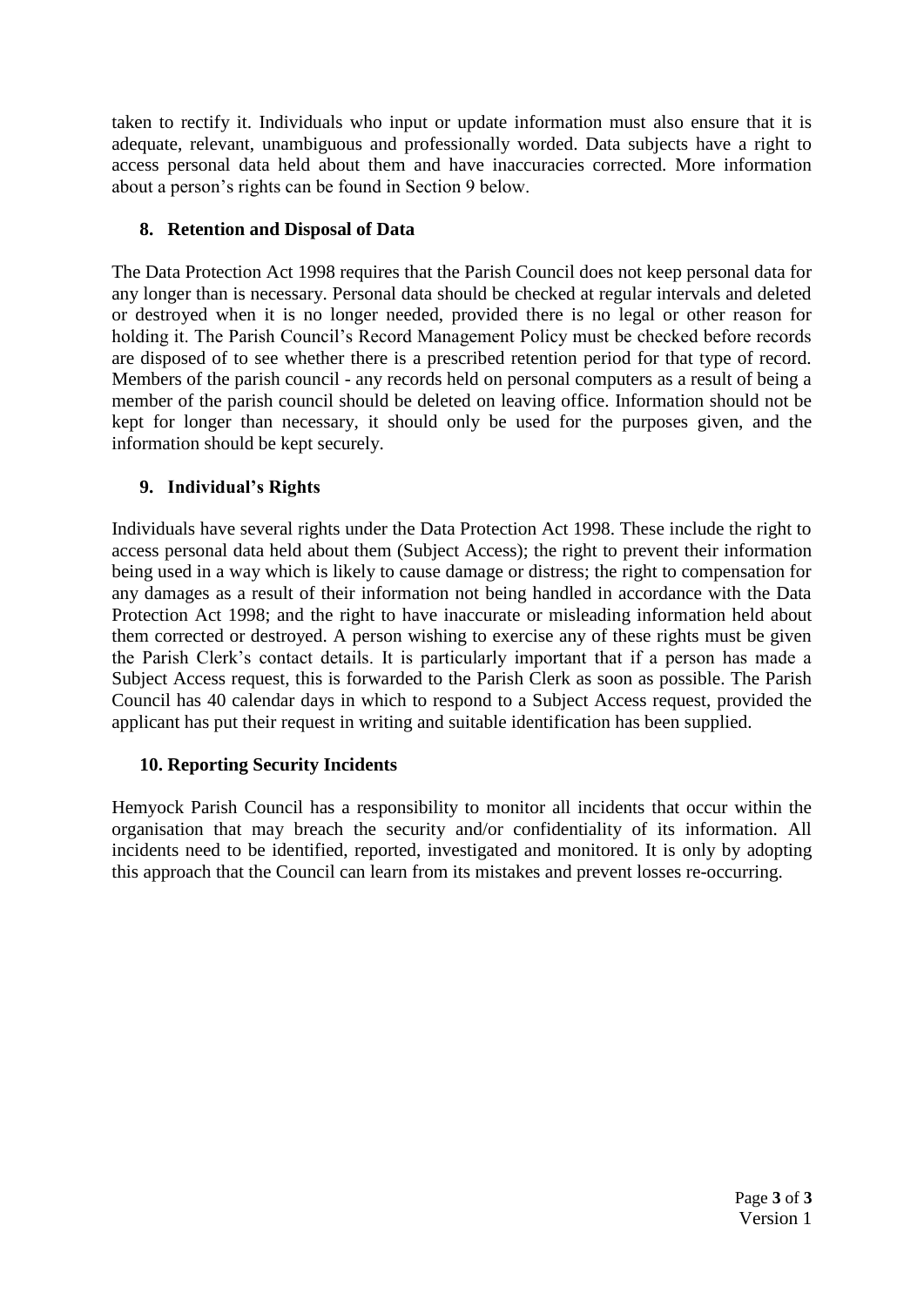taken to rectify it. Individuals who input or update information must also ensure that it is adequate, relevant, unambiguous and professionally worded. Data subjects have a right to access personal data held about them and have inaccuracies corrected. More information about a person's rights can be found in Section 9 below.

## 8. Retention and Disposal of Data

The Data Protection Act 1998 requires that the Parish Council does not keep personal data for any longer than is necessary. Personal data should be checked at regular intervals and deleted or destroyed when it is no longer needed, provided there is no legal or other reason for holding it. The Parish Council's Record Management Policy must be checked before records are disposed of to see whether there is a prescribed retention period for that type of record. Members of the parish council - any records held on personal computers as a result of being a member of the parish council should be deleted on leaving office. Information should not be kept for longer than necessary, it should only be used for the purposes given, and the information should be kept securely.

## 9. Individual's Rights

Individuals have several rights under the Data Protection Act 1998. These include the right to access personal data held about them (Subject Access); the right to prevent their information being used in a way which is likely to cause damage or distress; the right to compensation for any damages as a result of their information not being handled in accordance with the Data Protection Act 1998; and the right to have inaccurate or misleading information held about them corrected or destroyed. A person wishing to exercise any of these rights must be given the Parish Clerk's contact details. It is particularly important that if a person has made a Subject Access request, this is forwarded to the Parish Clerk as soon as possible. The Parish Council has 40 calendar days in which to respond to a Subject Access request, provided the applicant has put their request in writing and suitable identification has been supplied.

## 10. Reporting Security Incidents

Hemyock Parish Council has a responsibility to monitor all incidents that occur within the organisation that may breach the security and/or confidentiality of its information. All incidents need to be identified, reported, investigated and monitored. It is only by adopting this approach that the Council can learn from its mistakes and prevent losses re-occurring.

Version 1